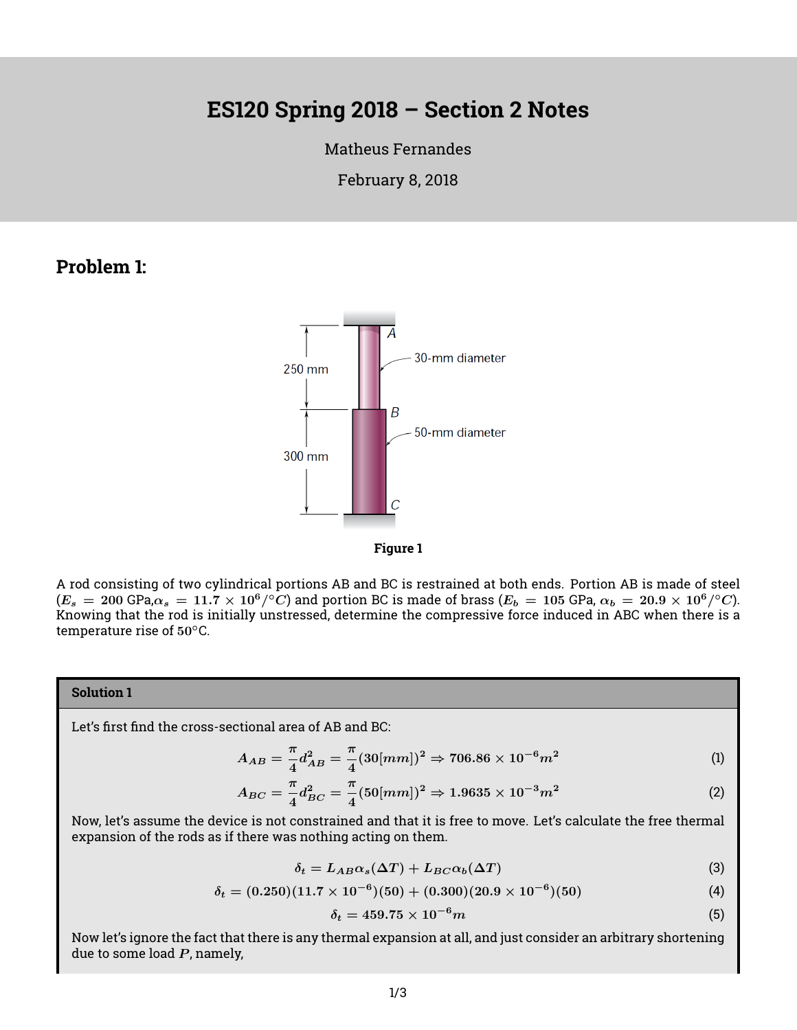# ES120 Spring 2018 – Section 2 Notes

Matheus Fernandes

February 8, 2018

## Problem 1:

Figure 1

A rod consisting of two cylindrical portions AB and BC is restrained at both ends. Portion AB is made of steel ($E_s = 200$ GPa,$\alpha_s = 11.7 \times 10^6/°C$) and portion BC is made of brass ($E_b = 105$ GPa, $\alpha_b = 20.9 \times 10^6/°C$). Knowing that the rod is initially unstressed, determine the compressive force induced in ABC when there is a temperature rise of 50°C.

### Solution 1

Let's first find the cross-sectional area of AB and BC:

$$A_{AB} = \frac{\pi}{4} d_{AB}^2 = \frac{\pi}{4}(30[mm])^2 \Rightarrow 706.86 \times 10^{-6} m^2 \tag{1}$$

$$A_{BC} = \frac{\pi}{4} d_{BC}^2 = \frac{\pi}{4}(50[mm])^2 \Rightarrow 1.9635 \times 10^{-3} m^2 \tag{2}$$

Now, let's assume the device is not constrained and that it is free to move. Let's calculate the free thermal expansion of the rods as if there was nothing acting on them.

$$\delta_t = L_{AB}\alpha_s(\Delta T) + L_{BC}\alpha_b(\Delta T) \tag{3}$$

$$\delta_t = (0.250)(11.7 \times 10^{-6})(50) + (0.300)(20.9 \times 10^{-6})(50) \tag{4}$$

$$\delta_t = 459.75 \times 10^{-6} m \tag{5}$$

Now let's ignore the fact that there is any thermal expansion at all, and just consider an arbitrary shortening due to some load $P$, namely,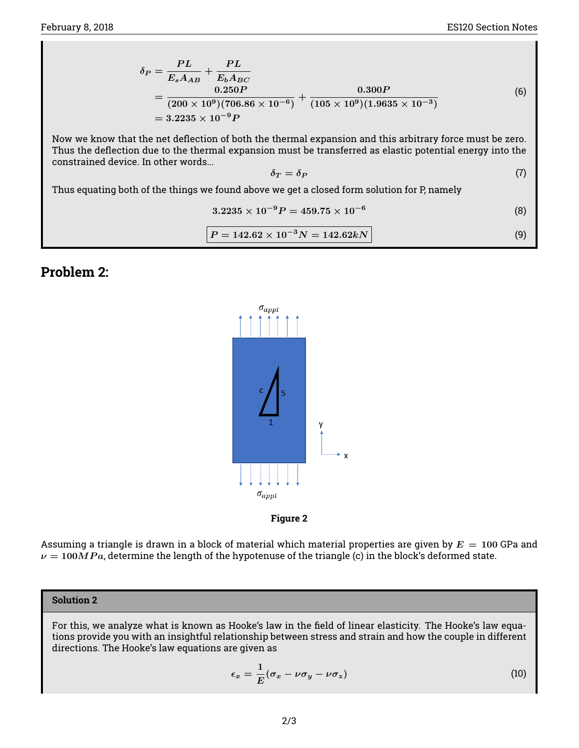$$\delta_P = \frac{PL}{E_s A_{AB}} + \frac{PL}{E_b A_{BC}}$$
$$= \frac{0.250P}{(200 \times 10^9)(706.86 \times 10^{-6})} + \frac{0.300P}{(105 \times 10^9)(1.9635 \times 10^{-3})} \tag{6}$$
$$= 3.2235 \times 10^{-9} P$$

Now we know that the net deflection of both the thermal expansion and this arbitrary force must be zero. Thus the deflection due to the thermal expansion must be transferred as elastic potential energy into the constrained device. In other words...

$$\delta_T = \delta_P \tag{7}$$

Thus equating both of the things we found above we get a closed form solution for P, namely

$$3.2235 \times 10^{-9} P = 459.75 \times 10^{-6} \tag{8}$$

$$\boxed{P = 142.62 \times 10^{-3} N = 142.62 kN} \tag{9}$$

## Problem 2:

Figure 2

Assuming a triangle is drawn in a block of material which material properties are given by $E = 100$ GPa and $\nu = 100MPa$, determine the length of the hypotenuse of the triangle (c) in the block's deformed state.

### Solution 2

For this, we analyze what is known as Hooke's law in the field of linear elasticity. The Hooke's law equations provide you with an insightful relationship between stress and strain and how the couple in different directions. The Hooke's law equations are given as

$$\epsilon_x = \frac{1}{E}(\sigma_x - \nu\sigma_y - \nu\sigma_z) \tag{10}$$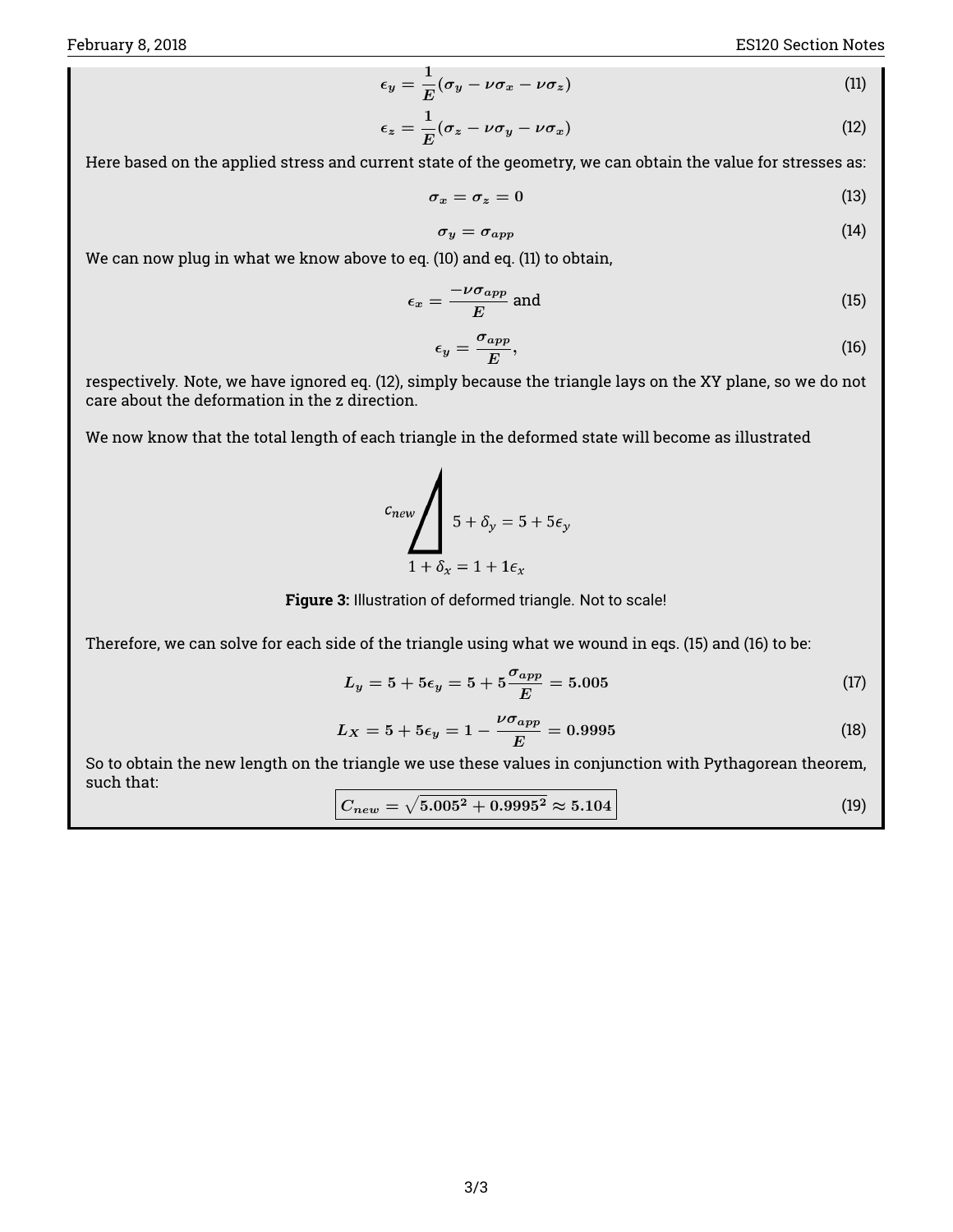$$\epsilon_y = \frac{1}{E}(\sigma_y - \nu\sigma_x - \nu\sigma_z) \tag{11}$$

$$\epsilon_z = \frac{1}{E}(\sigma_z - \nu\sigma_y - \nu\sigma_x) \tag{12}$$

Here based on the applied stress and current state of the geometry, we can obtain the value for stresses as:

$$\sigma_x = \sigma_z = 0 \tag{13}$$

$$\sigma_y = \sigma_{app} \tag{14}$$

We can now plug in what we know above to eq. (10) and eq. (11) to obtain,

$$\epsilon_x = \frac{-\nu\sigma_{app}}{E} \text{ and} \tag{15}$$

$$\epsilon_y = \frac{\sigma_{app}}{E}, \tag{16}$$

respectively. Note, we have ignored eq. (12), simply because the triangle lays on the XY plane, so we do not care about the deformation in the z direction.

We now know that the total length of each triangle in the deformed state will become as illustrated

$c_{new}$

$5 + \delta_y = 5 + 5\epsilon_y$

$1 + \delta_x = 1 + 1\epsilon_x$

**Figure 3:** Illustration of deformed triangle. Not to scale!

Therefore, we can solve for each side of the triangle using what we wound in eqs. (15) and (16) to be:

$$L_y = 5 + 5\epsilon_y = 5 + 5\frac{\sigma_{app}}{E} = 5.005 \tag{17}$$

$$L_X = 5 + 5\epsilon_y = 1 - \frac{\nu\sigma_{app}}{E} = 0.9995 \tag{18}$$

So to obtain the new length on the triangle we use these values in conjunction with Pythagorean theorem, such that:

$$\boxed{C_{new} = \sqrt{5.005^2 + 0.9995^2} \approx 5.104} \tag{19}$$